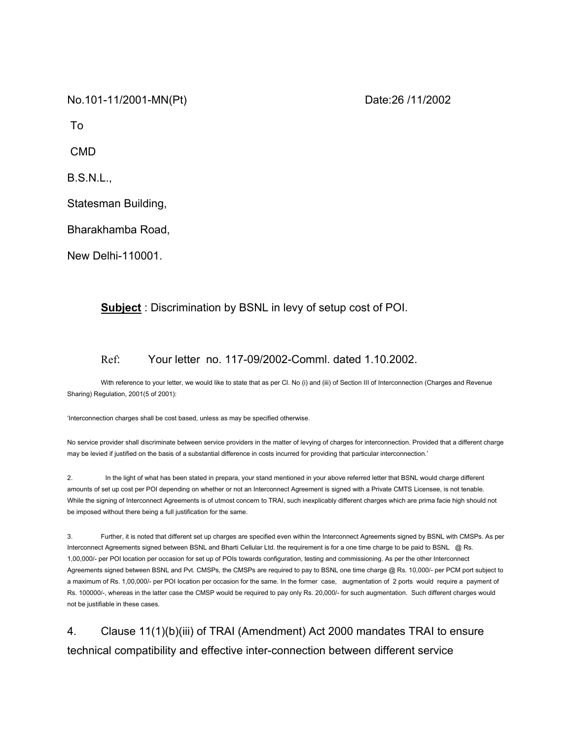No.101-11/2001-MN(Pt) Date:26 /11/2002

To

CMD

B.S.N.L.,

Statesman Building,

Bharakhamba Road,

New Delhi-110001.

**Subject** : Discrimination by BSNL in levy of setup cost of POI.

Ref: Your letter no. 117-09/2002-Comml. dated 1.10.2002.

With reference to your letter, we would like to state that as per Cl. No (i) and (iii) of Section III of Interconnection (Charges and Revenue Sharing) Regulation, 2001(5 of 2001):

'Interconnection charges shall be cost based, unless as may be specified otherwise.

No service provider shall discriminate between service providers in the matter of levying of charges for interconnection. Provided that a different charge may be levied if justified on the basis of a substantial difference in costs incurred for providing that particular interconnection.'

2. In the light of what has been stated in prepara, your stand mentioned in your above referred letter that BSNL would charge different amounts of set up cost per POI depending on whether or not an Interconnect Agreement is signed with a Private CMTS Licensee, is not tenable. While the signing of Interconnect Agreements is of utmost concern to TRAI, such inexplicably different charges which are prima facie high should not be imposed without there being a full justification for the same.

3. Further, it is noted that different set up charges are specified even within the Interconnect Agreements signed by BSNL with CMSPs. As per Interconnect Agreements signed between BSNL and Bharti Cellular Ltd. the requirement is for a one time charge to be paid to BSNL @ Rs. 1,00,000/- per POI location per occasion for set up of POIs towards configuration, testing and commissioning. As per the other Interconnect Agreements signed between BSNL and Pvt. CMSPs, the CMSPs are required to pay to BSNL one time charge @ Rs. 10,000/- per PCM port subject to a maximum of Rs. 1,00,000/- per POI location per occasion for the same. In the former case, augmentation of 2 ports would require a payment of Rs. 100000/-, whereas in the latter case the CMSP would be required to pay only Rs. 20,000/- for such augmentation. Such different charges would not be justifiable in these cases.

4. Clause 11(1)(b)(iii) of TRAI (Amendment) Act 2000 mandates TRAI to ensure technical compatibility and effective inter-connection between different service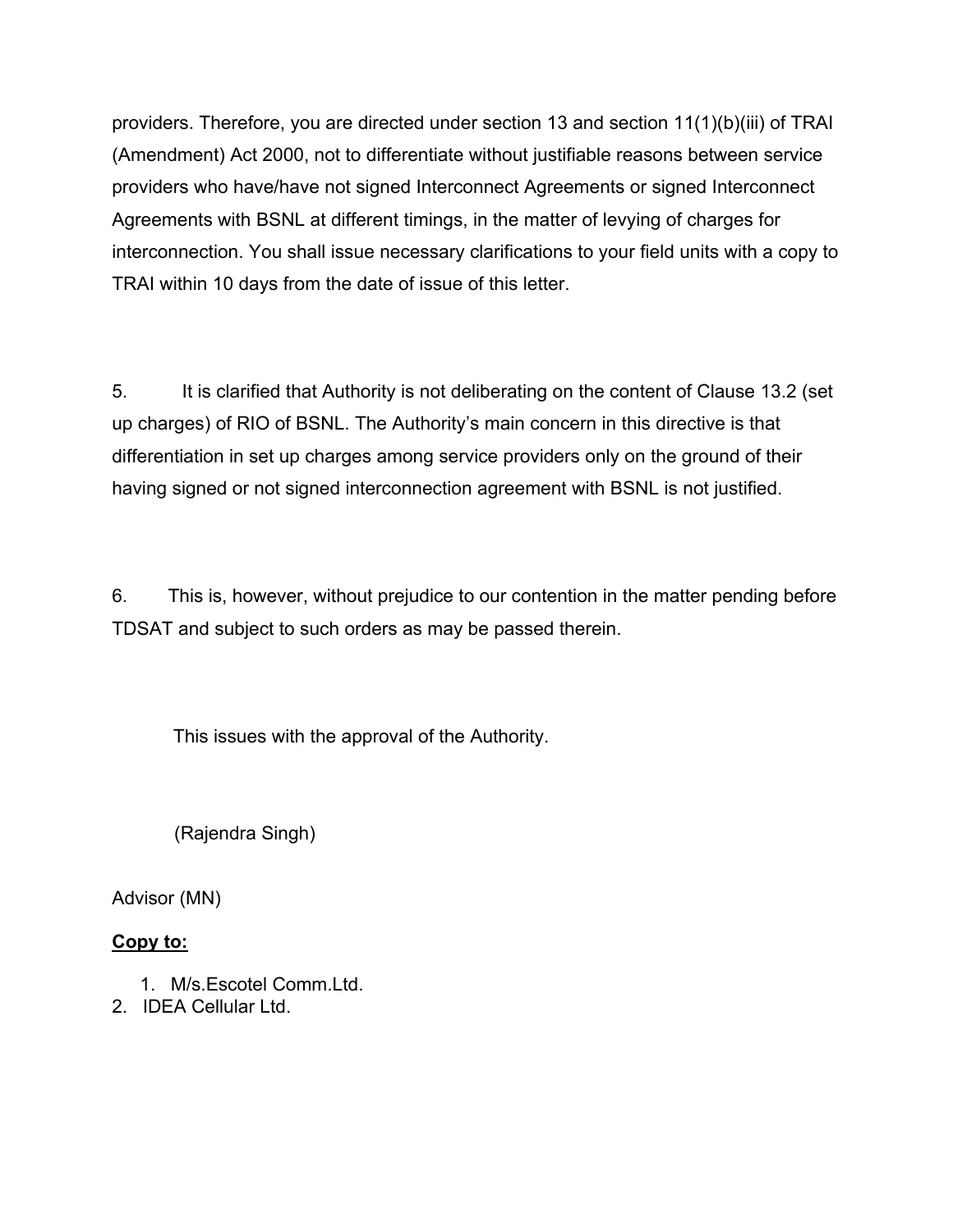providers. Therefore, you are directed under section 13 and section 11(1)(b)(iii) of TRAI (Amendment) Act 2000, not to differentiate without justifiable reasons between service providers who have/have not signed Interconnect Agreements or signed Interconnect Agreements with BSNL at different timings, in the matter of levying of charges for interconnection. You shall issue necessary clarifications to your field units with a copy to TRAI within 10 days from the date of issue of this letter.

5. It is clarified that Authority is not deliberating on the content of Clause 13.2 (set up charges) of RIO of BSNL. The Authority's main concern in this directive is that differentiation in set up charges among service providers only on the ground of their having signed or not signed interconnection agreement with BSNL is not justified.

6. This is, however, without prejudice to our contention in the matter pending before TDSAT and subject to such orders as may be passed therein.

This issues with the approval of the Authority.

(Rajendra Singh)

Advisor (MN)

**Copy to:**

1. M/s.Escotel Comm.Ltd.
2. IDEA Cellular Ltd.